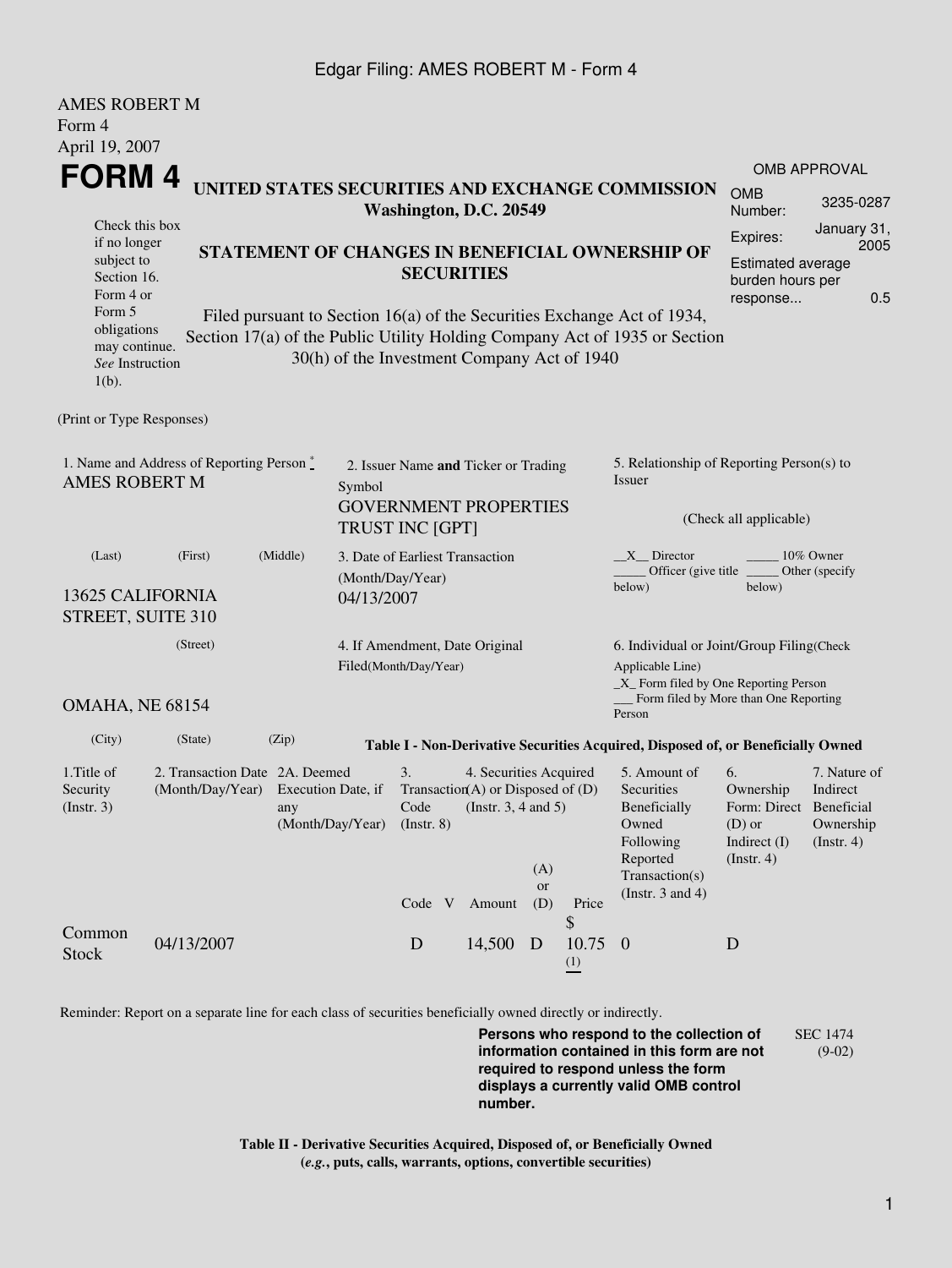Edgar Filing: AMES ROBERT M - Form 4

AMES ROBERT M
Form 4
April 19, 2007

# FORM 4

## UNITED STATES SECURITIES AND EXCHANGE COMMISSION
**Washington, D.C. 20549**

Check this box if no longer subject to Section 16. Form 4 or Form 5 obligations may continue. *See* Instruction 1(b).

## STATEMENT OF CHANGES IN BENEFICIAL OWNERSHIP OF SECURITIES

Filed pursuant to Section 16(a) of the Securities Exchange Act of 1934, Section 17(a) of the Public Utility Holding Company Act of 1935 or Section 30(h) of the Investment Company Act of 1940

| OMB APPROVAL | |
|---|---|
| OMB Number: | 3235-0287 |
| Expires: | January 31, 2005 |
| Estimated average burden hours per response... | 0.5 |

(Print or Type Responses)

1. Name and Address of Reporting Person *
AMES ROBERT M

(Last) (First) (Middle)

13625 CALIFORNIA STREET, SUITE 310

(Street)

OMAHA, NE 68154

(City) (State) (Zip)

2. Issuer Name **and** Ticker or Trading Symbol
GOVERNMENT PROPERTIES TRUST INC [GPT]

3. Date of Earliest Transaction (Month/Day/Year)
04/13/2007

4. If Amendment, Date Original Filed(Month/Day/Year)

5. Relationship of Reporting Person(s) to Issuer

(Check all applicable)

\_\_X\_\_ Director \_\_\_\_\_ 10% Owner
\_\_\_\_\_ Officer (give title below) \_\_\_\_\_ Other (specify below)

6. Individual or Joint/Group Filing(Check Applicable Line)
\_X\_ Form filed by One Reporting Person
\_\_\_ Form filed by More than One Reporting Person

**Table I - Non-Derivative Securities Acquired, Disposed of, or Beneficially Owned**

| 1.Title of Security (Instr. 3) | 2. Transaction Date (Month/Day/Year) | 2A. Deemed Execution Date, if any (Month/Day/Year) | 3. Transaction Code (Instr. 8) | | 4. Securities Acquired (A) or Disposed of (D) (Instr. 3, 4 and 5) | | | 5. Amount of Securities Beneficially Owned Following Reported Transaction(s) (Instr. 3 and 4) | 6. Ownership Form: Direct (D) or Indirect (I) (Instr. 4) | 7. Nature of Indirect Beneficial Ownership (Instr. 4) |
|---|---|---|---|---|---|---|---|---|---|---|
| | | | Code | V | Amount | (A) or (D) | Price | | | |
| Common Stock | 04/13/2007 | | D | | 14,500 | D | $ 10.75 (1) | 0 | D | |

Reminder: Report on a separate line for each class of securities beneficially owned directly or indirectly.

**Persons who respond to the collection of information contained in this form are not required to respond unless the form displays a currently valid OMB control number.**

SEC 1474 (9-02)

**Table II - Derivative Securities Acquired, Disposed of, or Beneficially Owned**
**(*e.g.*, puts, calls, warrants, options, convertible securities)**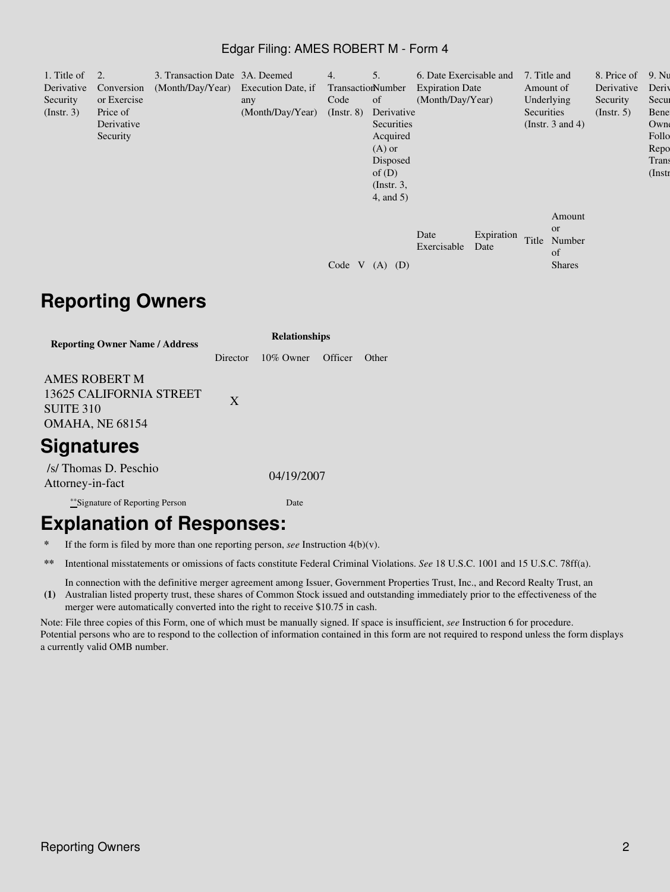| 1. Title of Derivative Security (Instr. 3) | 2. Conversion or Exercise Price of Derivative Security | 3. Transaction Date (Month/Day/Year) | 3A. Deemed Execution Date, if any (Month/Day/Year) | 4. Transaction Code (Instr. 8) | | 5. Number of Derivative Securities Acquired (A) or Disposed of (D) (Instr. 3, 4, and 5) | | 6. Date Exercisable and Expiration Date (Month/Day/Year) | | 7. Title and Amount of Underlying Securities (Instr. 3 and 4) | | 8. Price of Derivative Security (Instr. 5) | 9. Nu Deriv Secur Bene Owne Follo Repo Trans (Instr |
|---|---|---|---|---|---|---|---|---|---|---|---|---|---|
| | | | | Code | V | (A) | (D) | Date Exercisable | Expiration Date | Title | Amount or Number of Shares | | |

# Reporting Owners

| Reporting Owner Name / Address | Relationships | | | |
|---|---|---|---|---|
| | Director | 10% Owner | Officer | Other |
| AMES ROBERT M<br>13625 CALIFORNIA STREET<br>SUITE 310<br>OMAHA, NE 68154 | X | | | |

# Signatures

| | |
|---|---|
| /s/ Thomas D. Peschio Attorney-in-fact | 04/19/2007 |
| **Signature of Reporting Person | Date |

# Explanation of Responses:

\* If the form is filed by more than one reporting person, *see* Instruction 4(b)(v).

** Intentional misstatements or omissions of facts constitute Federal Criminal Violations. *See* 18 U.S.C. 1001 and 15 U.S.C. 78ff(a).

**(1)** In connection with the definitive merger agreement among Issuer, Government Properties Trust, Inc., and Record Realty Trust, an Australian listed property trust, these shares of Common Stock issued and outstanding immediately prior to the effectiveness of the merger were automatically converted into the right to receive $10.75 in cash.

Note: File three copies of this Form, one of which must be manually signed. If space is insufficient, *see* Instruction 6 for procedure.
Potential persons who are to respond to the collection of information contained in this form are not required to respond unless the form displays a currently valid OMB number.